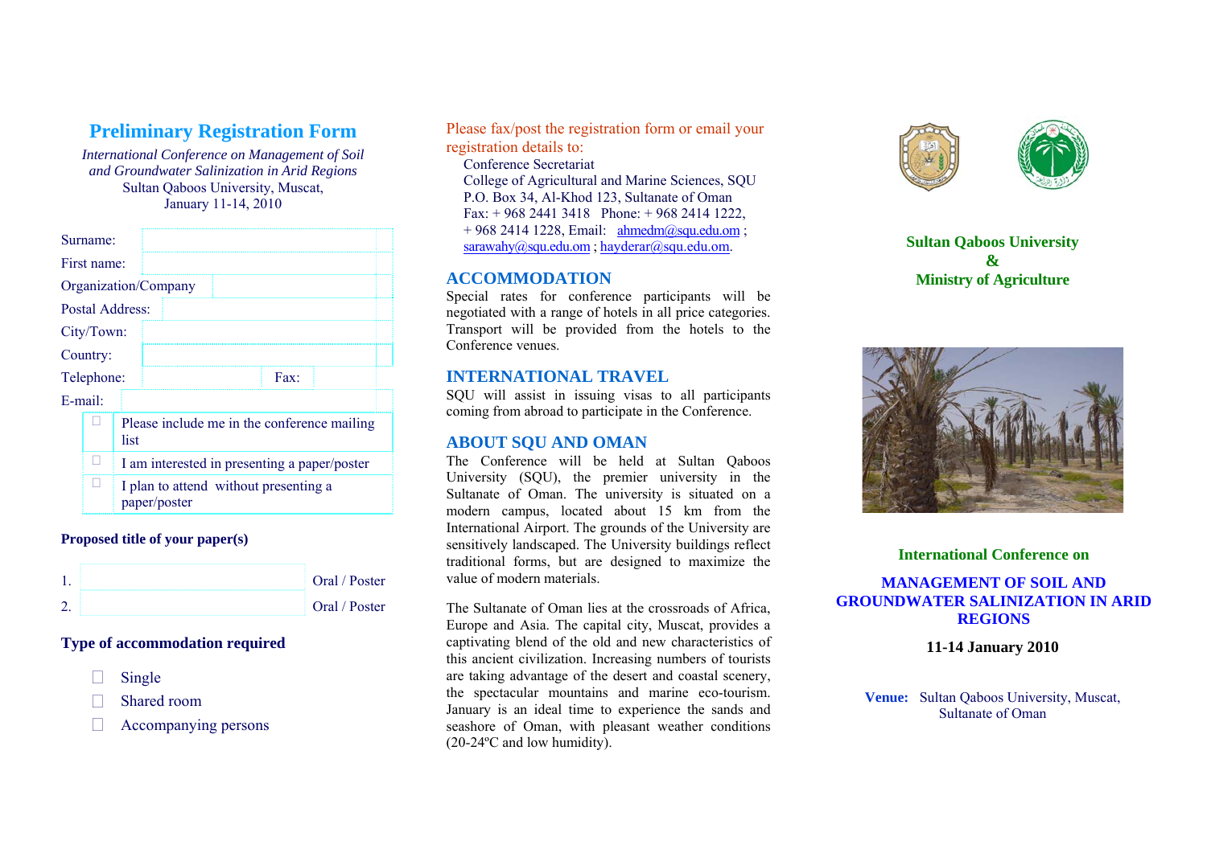# Preliminary Registration Form

*International Conference on Management of Soil and Groundwater Salinization in Arid Regions*
Sultan Qaboos University, Muscat,
January 11-14, 2010

| | |
|---|---|
| Surname: | |
| First name: | |
| Organization/Company | |
| Postal Address: | |
| City/Town: | |
| Country: | |
| Telephone: | Fax: |
| E-mail: | |

- ☐ Please include me in the conference mailing list
- ☐ I am interested in presenting a paper/poster
- ☐ I plan to attend without presenting a paper/poster

**Proposed title of your paper(s)**

1. ____________________ Oral / Poster
2. ____________________ Oral / Poster

**Type of accommodation required**

- ☐ Single
- ☐ Shared room
- ☐ Accompanying persons

Please fax/post the registration form or email your registration details to:

Conference Secretariat
College of Agricultural and Marine Sciences, SQU
P.O. Box 34, Al-Khod 123, Sultanate of Oman
Fax: + 968 2441 3418 Phone: + 968 2414 1222, + 968 2414 1228, Email: ahmedm@squ.edu.om ; sarawahy@squ.edu.om ; hayderar@squ.edu.om.

## ACCOMMODATION

Special rates for conference participants will be negotiated with a range of hotels in all price categories. Transport will be provided from the hotels to the Conference venues.

## INTERNATIONAL TRAVEL

SQU will assist in issuing visas to all participants coming from abroad to participate in the Conference.

## ABOUT SQU AND OMAN

The Conference will be held at Sultan Qaboos University (SQU), the premier university in the Sultanate of Oman. The university is situated on a modern campus, located about 15 km from the International Airport. The grounds of the University are sensitively landscaped. The University buildings reflect traditional forms, but are designed to maximize the value of modern materials.

The Sultanate of Oman lies at the crossroads of Africa, Europe and Asia. The capital city, Muscat, provides a captivating blend of the old and new characteristics of this ancient civilization. Increasing numbers of tourists are taking advantage of the desert and coastal scenery, the spectacular mountains and marine eco-tourism. January is an ideal time to experience the sands and seashore of Oman, with pleasant weather conditions (20-24ºC and low humidity).

**Sultan Qaboos University**
**&**
**Ministry of Agriculture**

**International Conference on**

# MANAGEMENT OF SOIL AND GROUNDWATER SALINIZATION IN ARID REGIONS

**11-14 January 2010**

**Venue:** Sultan Qaboos University, Muscat, Sultanate of Oman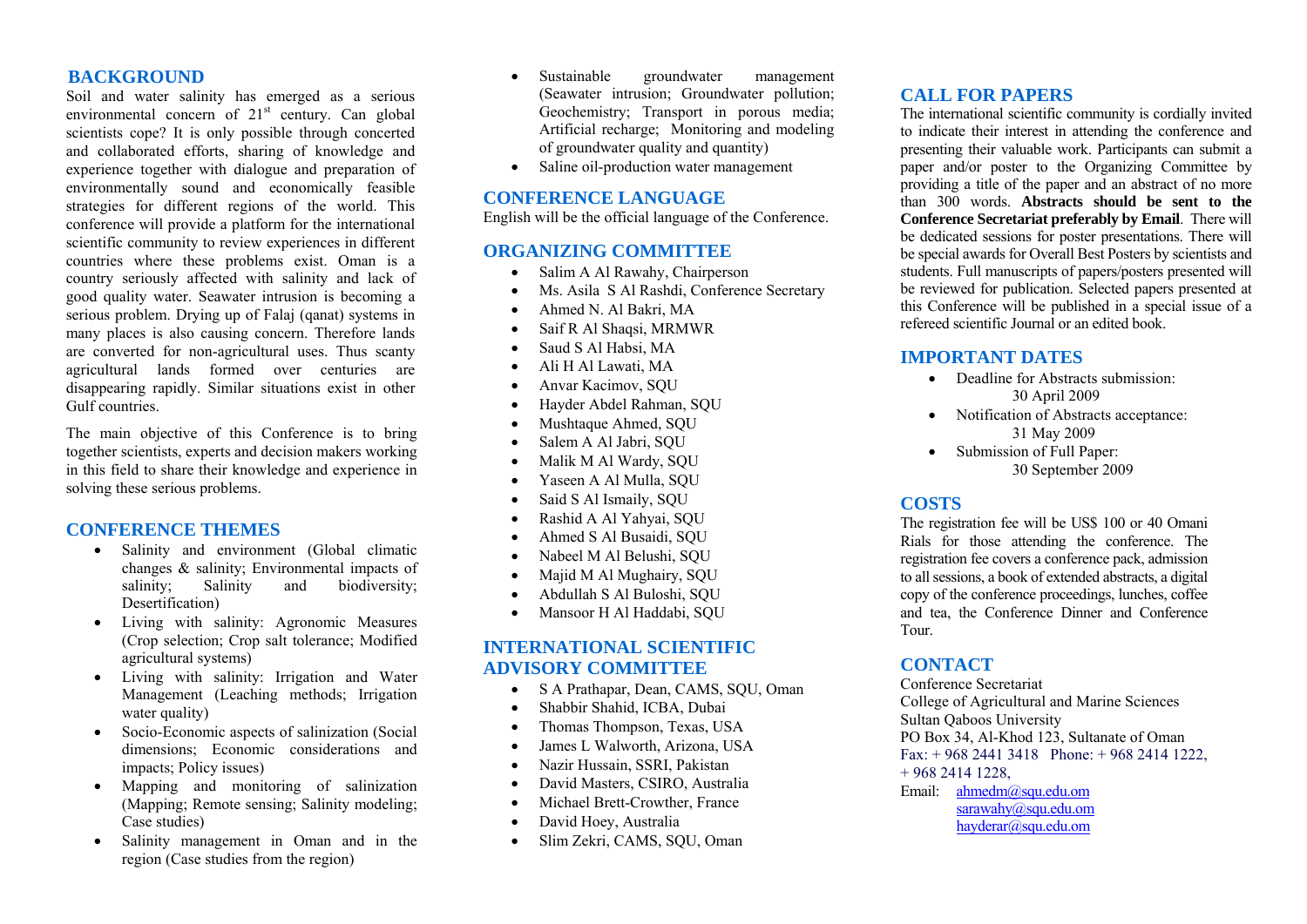## BACKGROUND

Soil and water salinity has emerged as a serious environmental concern of 21st century. Can global scientists cope? It is only possible through concerted and collaborated efforts, sharing of knowledge and experience together with dialogue and preparation of environmentally sound and economically feasible strategies for different regions of the world. This conference will provide a platform for the international scientific community to review experiences in different countries where these problems exist. Oman is a country seriously affected with salinity and lack of good quality water. Seawater intrusion is becoming a serious problem. Drying up of Falaj (qanat) systems in many places is also causing concern. Therefore lands are converted for non-agricultural uses. Thus scanty agricultural lands formed over centuries are disappearing rapidly. Similar situations exist in other Gulf countries.

The main objective of this Conference is to bring together scientists, experts and decision makers working in this field to share their knowledge and experience in solving these serious problems.

## CONFERENCE THEMES

- Salinity and environment (Global climatic changes & salinity; Environmental impacts of salinity; Salinity and biodiversity; Desertification)
- Living with salinity: Agronomic Measures (Crop selection; Crop salt tolerance; Modified agricultural systems)
- Living with salinity: Irrigation and Water Management (Leaching methods; Irrigation water quality)
- Socio-Economic aspects of salinization (Social dimensions; Economic considerations and impacts; Policy issues)
- Mapping and monitoring of salinization (Mapping; Remote sensing; Salinity modeling; Case studies)
- Salinity management in Oman and in the region (Case studies from the region)
- Sustainable groundwater management (Seawater intrusion; Groundwater pollution; Geochemistry; Transport in porous media; Artificial recharge; Monitoring and modeling of groundwater quality and quantity)
- Saline oil-production water management

## CONFERENCE LANGUAGE

English will be the official language of the Conference.

## ORGANIZING COMMITTEE

- Salim A Al Rawahy, Chairperson
- Ms. Asila S Al Rashdi, Conference Secretary
- Ahmed N. Al Bakri, MA
- Saif R Al Shaqsi, MRMWR
- Saud S Al Habsi, MA
- Ali H Al Lawati, MA
- Anvar Kacimov, SQU
- Hayder Abdel Rahman, SQU
- Mushtaque Ahmed, SQU
- Salem A Al Jabri, SQU
- Malik M Al Wardy, SQU
- Yaseen A Al Mulla, SQU
- Said S Al Ismaily, SQU
- Rashid A Al Yahyai, SQU
- Ahmed S Al Busaidi, SQU
- Nabeel M Al Belushi, SQU
- Majid M Al Mughairy, SQU
- Abdullah S Al Buloshi, SQU
- Mansoor H Al Haddabi, SQU

## INTERNATIONAL SCIENTIFIC ADVISORY COMMITTEE

- S A Prathapar, Dean, CAMS, SQU, Oman
- Shabbir Shahid, ICBA, Dubai
- Thomas Thompson, Texas, USA
- James L Walworth, Arizona, USA
- Nazir Hussain, SSRI, Pakistan
- David Masters, CSIRO, Australia
- Michael Brett-Crowther, France
- David Hoey, Australia
- Slim Zekri, CAMS, SQU, Oman

## CALL FOR PAPERS

The international scientific community is cordially invited to indicate their interest in attending the conference and presenting their valuable work. Participants can submit a paper and/or poster to the Organizing Committee by providing a title of the paper and an abstract of no more than 300 words. **Abstracts should be sent to the Conference Secretariat preferably by Email**. There will be dedicated sessions for poster presentations. There will be special awards for Overall Best Posters by scientists and students. Full manuscripts of papers/posters presented will be reviewed for publication. Selected papers presented at this Conference will be published in a special issue of a refereed scientific Journal or an edited book.

## IMPORTANT DATES

- Deadline for Abstracts submission: 30 April 2009
- Notification of Abstracts acceptance: 31 May 2009
- Submission of Full Paper: 30 September 2009

## COSTS

The registration fee will be US$ 100 or 40 Omani Rials for those attending the conference. The registration fee covers a conference pack, admission to all sessions, a book of extended abstracts, a digital copy of the conference proceedings, lunches, coffee and tea, the Conference Dinner and Conference Tour.

## CONTACT

Conference Secretariat
College of Agricultural and Marine Sciences
Sultan Qaboos University
PO Box 34, Al-Khod 123, Sultanate of Oman
Fax: + 968 2441 3418 Phone: + 968 2414 1222, + 968 2414 1228,
Email: ahmedm@squ.edu.om
sarawahy@squ.edu.om
hayderar@squ.edu.om